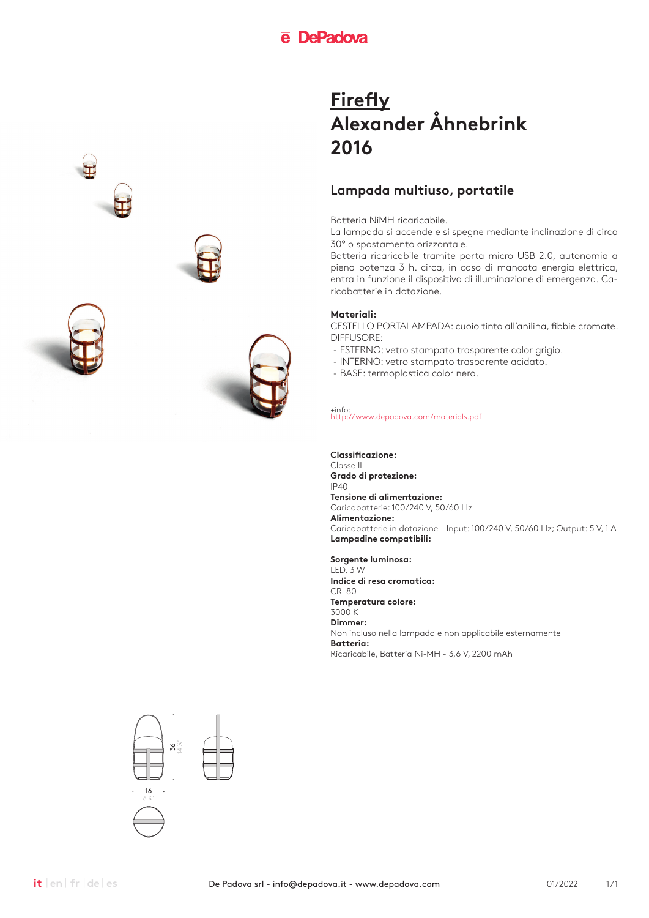# Firefly
# Alexander Åhnebrink
# 2016

## Lampada multiuso, portatile

Batteria NiMH ricaricabile.
La lampada si accende e si spegne mediante inclinazione di circa 30° o spostamento orizzontale.
Batteria ricaricabile tramite porta micro USB 2.0, autonomia a piena potenza 3 h. circa, in caso di mancata energia elettrica, entra in funzione il dispositivo di illuminazione di emergenza. Caricabatterie in dotazione.

**Materiali:**
CESTELLO PORTALAMPADA: cuoio tinto all'anilina, fibbie cromate.
DIFFUSORE:
- ESTERNO: vetro stampato trasparente color grigio.
- INTERNO: vetro stampato trasparente acidato.
- BASE: termoplastica color nero.

+info:
http://www.depadova.com/materials.pdf

**Classificazione:**
Classe III
**Grado di protezione:**
IP40
**Tensione di alimentazione:**
Caricabatterie: 100/240 V, 50/60 Hz
**Alimentazione:**
Caricabatterie in dotazione - Input: 100/240 V, 50/60 Hz; Output: 5 V, 1 A
**Lampadine compatibili:**
-
**Sorgente luminosa:**
LED, 3 W
**Indice di resa cromatica:**
CRI 80
**Temperatura colore:**
3000 K
**Dimmer:**
Non incluso nella lampada e non applicabile esternamente
**Batteria:**
Ricaricabile, Batteria Ni-MH - 3,6 V, 2200 mAh

36
14 ¼"

16
6 ¼"

it | en | fr | de | es

De Padova srl - info@depadova.it - www.depadova.com

01/2022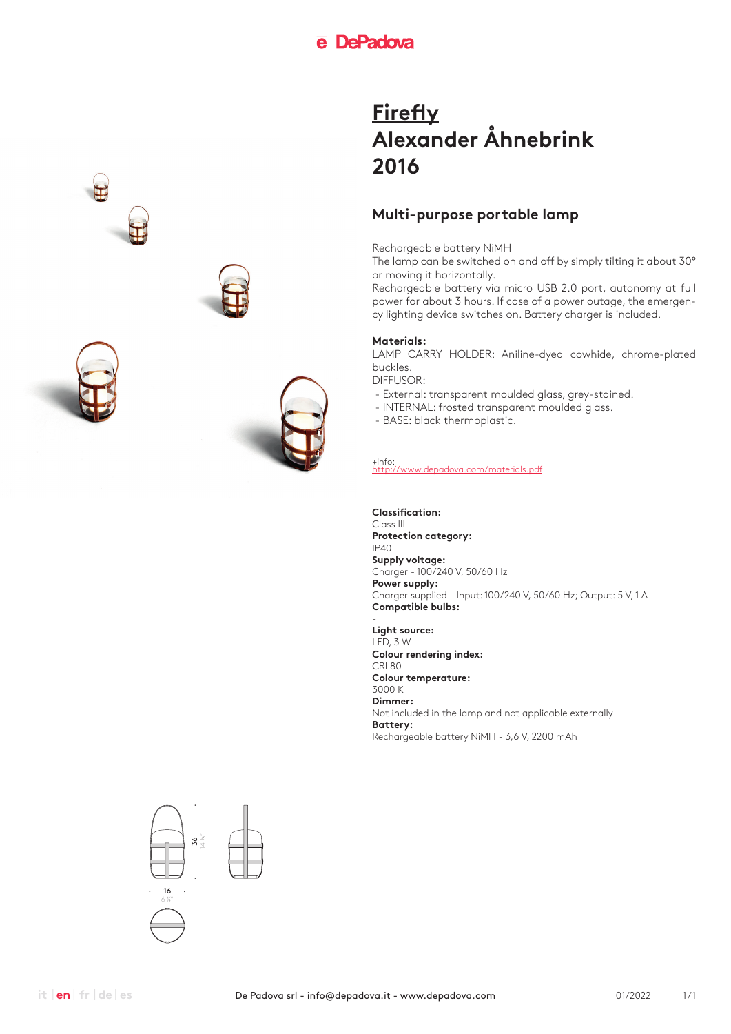# Firefly
# Alexander Åhnebrink
# 2016

## Multi-purpose portable lamp

Rechargeable battery NiMH
The lamp can be switched on and off by simply tilting it about 30° or moving it horizontally.
Rechargeable battery via micro USB 2.0 port, autonomy at full power for about 3 hours. If case of a power outage, the emergency lighting device switches on. Battery charger is included.

**Materials:**
LAMP CARRY HOLDER: Aniline-dyed cowhide, chrome-plated buckles.
DIFFUSOR:
- External: transparent moulded glass, grey-stained.
- INTERNAL: frosted transparent moulded glass.
- BASE: black thermoplastic.

+info:
http://www.depadova.com/materials.pdf

**Classification:**
Class III
**Protection category:**
IP40
**Supply voltage:**
Charger - 100/240 V, 50/60 Hz
**Power supply:**
Charger supplied - Input: 100/240 V, 50/60 Hz; Output: 5 V, 1 A
**Compatible bulbs:**
-
**Light source:**
LED, 3 W
**Colour rendering index:**
CRI 80
**Colour temperature:**
3000 K
**Dimmer:**
Not included in the lamp and not applicable externally
**Battery:**
Rechargeable battery NiMH - 3,6 V, 2200 mAh

36
14 ¼"

16
6 ¼"

it | en | fr | de | es

De Padova srl - info@depadova.it - www.depadova.com

01/2022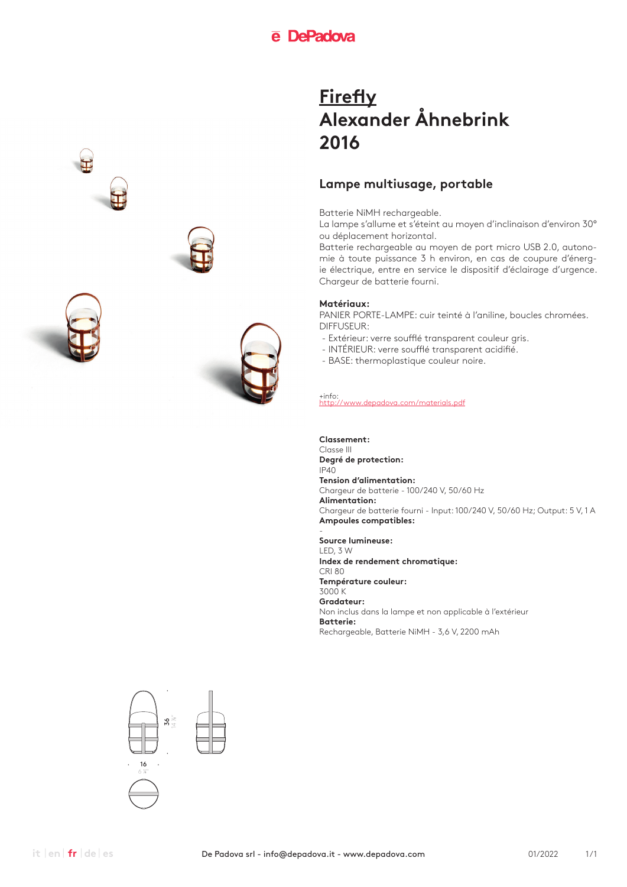# Firefly
# Alexander Åhnebrink
# 2016

## Lampe multiusage, portable

Batterie NiMH rechargeable.
La lampe s'allume et s'éteint au moyen d'inclinaison d'environ 30° ou déplacement horizontal.
Batterie rechargeable au moyen de port micro USB 2.0, autonomie à toute puissance 3 h environ, en cas de coupure d'énergie électrique, entre en service le dispositif d'éclairage d'urgence.
Chargeur de batterie fourni.

**Matériaux:**
PANIER PORTE-LAMPE: cuir teinté à l'aniline, boucles chromées.
DIFFUSEUR:
- Extérieur: verre soufflé transparent couleur gris.
- INTÉRIEUR: verre soufflé transparent acidifié.
- BASE: thermoplastique couleur noire.

+info:
http://www.depadova.com/materials.pdf

**Classement:**
Classe III
**Degré de protection:**
IP40
**Tension d'alimentation:**
Chargeur de batterie - 100/240 V, 50/60 Hz
**Alimentation:**
Chargeur de batterie fourni - Input: 100/240 V, 50/60 Hz; Output: 5 V, 1 A
**Ampoules compatibles:**
-
**Source lumineuse:**
LED, 3 W
**Index de rendement chromatique:**
CRI 80
**Température couleur:**
3000 K
**Gradateur:**
Non inclus dans la lampe et non applicable à l'extérieur
**Batterie:**
Rechargeable, Batterie NiMH - 3,6 V, 2200 mAh

36
14 ⅛"
16
6 ¼"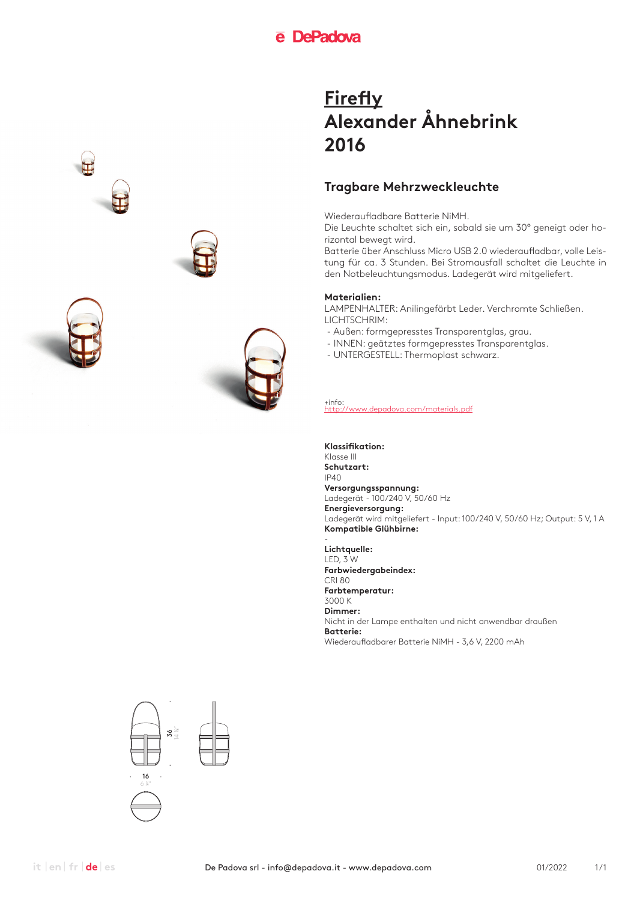# Firefly
# Alexander Åhnebrink
# 2016

## Tragbare Mehrzweckleuchte

Wiederaufladbare Batterie NiMH.
Die Leuchte schaltet sich ein, sobald sie um 30° geneigt oder horizontal bewegt wird.
Batterie über Anschluss Micro USB 2.0 wiederaufladbar, volle Leistung für ca. 3 Stunden. Bei Stromausfall schaltet die Leuchte in den Notbeleuchtungsmodus. Ladegerät wird mitgeliefert.

**Materialien:**
LAMPENHALTER: Anilingefärbt Leder. Verchromte Schließen.
LICHTSCHRIM:
- Außen: formgepresstes Transparentglas, grau.
- INNEN: geätztes formgepresstes Transparentglas.
- UNTERGESTELL: Thermoplast schwarz.

+info:
http://www.depadova.com/materials.pdf

**Klassifikation:**
Klasse III
**Schutzart:**
IP40
**Versorgungsspannung:**
Ladegerät - 100/240 V, 50/60 Hz
**Energieversorgung:**
Ladegerät wird mitgeliefert - Input: 100/240 V, 50/60 Hz; Output: 5 V, 1 A
**Kompatible Glühbirne:**
-
**Lichtquelle:**
LED, 3 W
**Farbwiedergabeindex:**
CRI 80
**Farbtemperatur:**
3000 K
**Dimmer:**
Nicht in der Lampe enthalten und nicht anwendbar draußen
**Batterie:**
Wiederaufladbarer Batterie NiMH - 3,6 V, 2200 mAh

36
14 ¼"

16
6 ¼"

De Padova srl - info@depadova.it - www.depadova.com

01/2022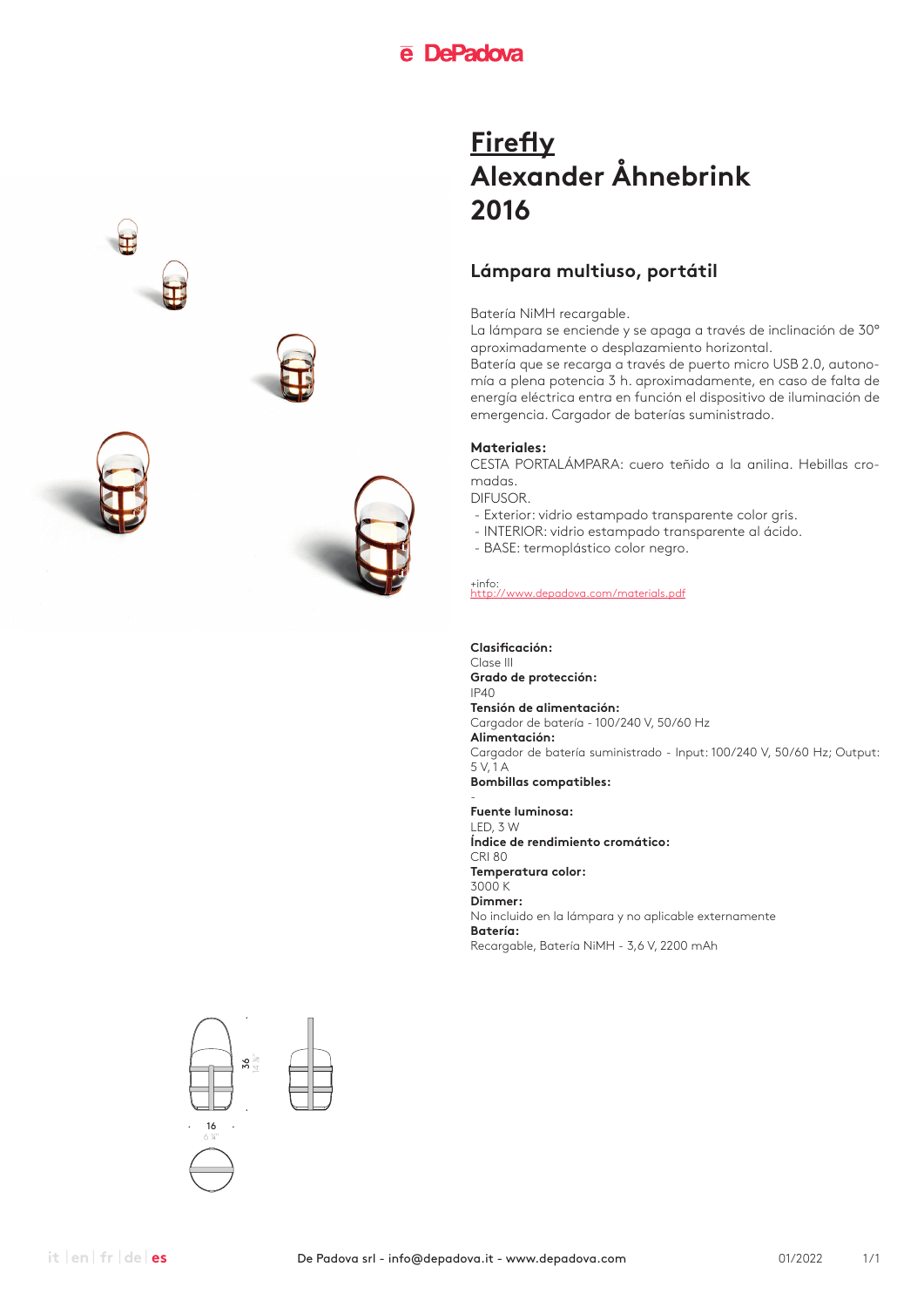# Firefly
# Alexander Åhnebrink
# 2016

## Lámpara multiuso, portátil

Batería NiMH recargable.
La lámpara se enciende y se apaga a través de inclinación de 30° aproximadamente o desplazamiento horizontal.
Batería que se recarga a través de puerto micro USB 2.0, autonomía a plena potencia 3 h. aproximadamente, en caso de falta de energía eléctrica entra en función el dispositivo de iluminación de emergencia. Cargador de baterías suministrado.

**Materiales:**
CESTA PORTALÁMPARA: cuero teñido a la anilina. Hebillas cromadas.
DIFUSOR.
- Exterior: vidrio estampado transparente color gris.
- INTERIOR: vidrio estampado transparente al ácido.
- BASE: termoplástico color negro.

+info:
http://www.depadova.com/materials.pdf

**Clasificación:**
Clase III
**Grado de protección:**
IP40
**Tensión de alimentación:**
Cargador de batería - 100/240 V, 50/60 Hz
**Alimentación:**
Cargador de batería suministrado - Input: 100/240 V, 50/60 Hz; Output: 5 V, 1 A
**Bombillas compatibles:**
-
**Fuente luminosa:**
LED, 3 W
**Índice de rendimiento cromático:**
CRI 80
**Temperatura color:**
3000 K
**Dimmer:**
No incluido en la lámpara y no aplicable externamente
**Batería:**
Recargable, Batería NiMH - 3,6 V, 2200 mAh

36
14 ¼"
16
6 ¼"

it | en | fr | de | es

De Padova srl - info@depadova.it - www.depadova.com

01/2022